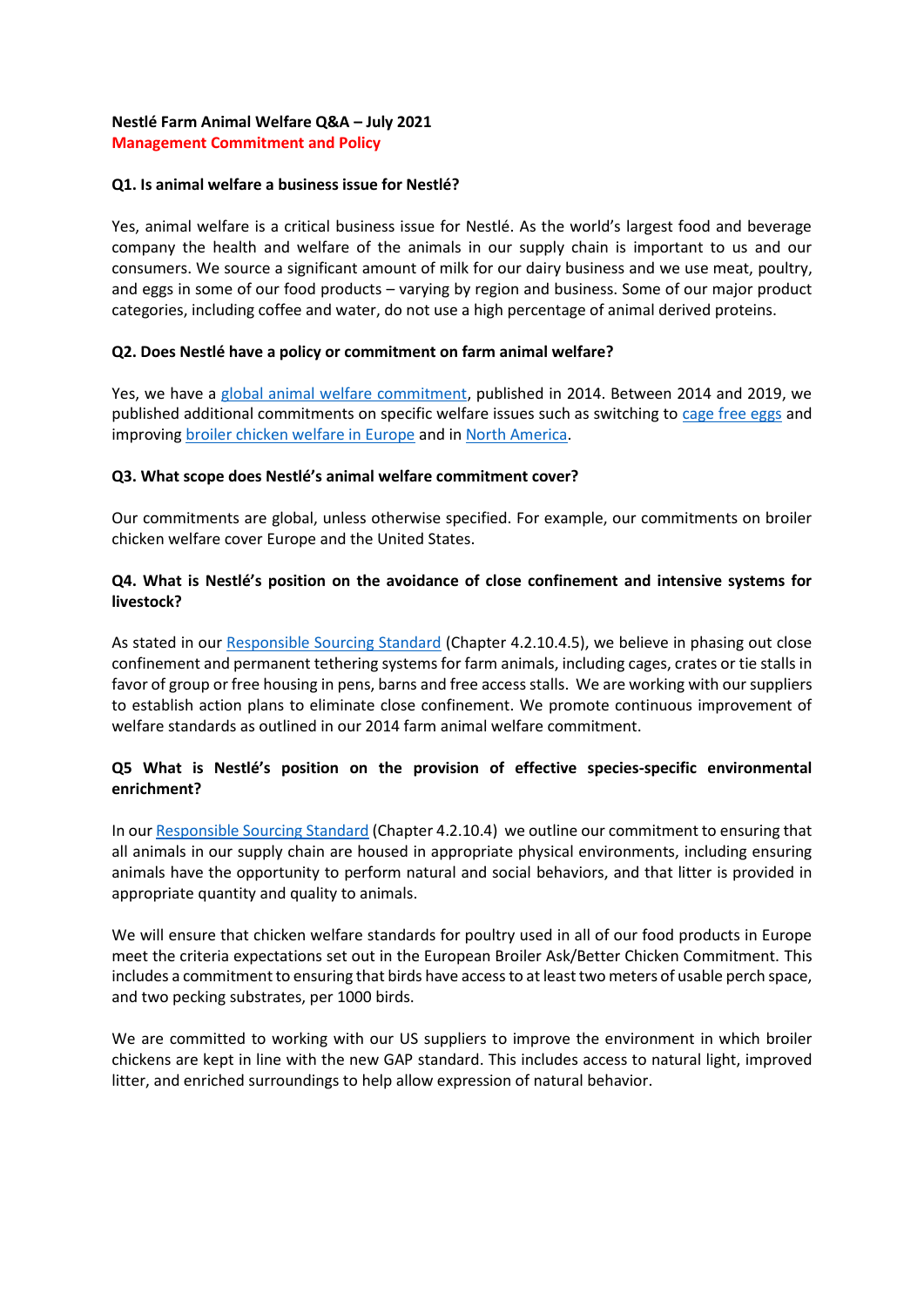**Nestlé Farm Animal Welfare Q&A – July 2021**

**Management Commitment and Policy**

**Q1. Is animal welfare a business issue for Nestlé?**

Yes, animal welfare is a critical business issue for Nestlé. As the world's largest food and beverage company the health and welfare of the animals in our supply chain is important to us and our consumers. We source a significant amount of milk for our dairy business and we use meat, poultry, and eggs in some of our food products – varying by region and business. Some of our major product categories, including coffee and water, do not use a high percentage of animal derived proteins.

**Q2. Does Nestlé have a policy or commitment on farm animal welfare?**

Yes, we have a global animal welfare commitment, published in 2014. Between 2014 and 2019, we published additional commitments on specific welfare issues such as switching to cage free eggs and improving broiler chicken welfare in Europe and in North America.

**Q3. What scope does Nestlé's animal welfare commitment cover?**

Our commitments are global, unless otherwise specified. For example, our commitments on broiler chicken welfare cover Europe and the United States.

**Q4. What is Nestlé's position on the avoidance of close confinement and intensive systems for livestock?**

As stated in our Responsible Sourcing Standard (Chapter 4.2.10.4.5), we believe in phasing out close confinement and permanent tethering systems for farm animals, including cages, crates or tie stalls in favor of group or free housing in pens, barns and free access stalls. We are working with our suppliers to establish action plans to eliminate close confinement. We promote continuous improvement of welfare standards as outlined in our 2014 farm animal welfare commitment.

**Q5 What is Nestlé's position on the provision of effective species-specific environmental enrichment?**

In our Responsible Sourcing Standard (Chapter 4.2.10.4) we outline our commitment to ensuring that all animals in our supply chain are housed in appropriate physical environments, including ensuring animals have the opportunity to perform natural and social behaviors, and that litter is provided in appropriate quantity and quality to animals.

We will ensure that chicken welfare standards for poultry used in all of our food products in Europe meet the criteria expectations set out in the European Broiler Ask/Better Chicken Commitment. This includes a commitment to ensuring that birds have access to at least two meters of usable perch space, and two pecking substrates, per 1000 birds.

We are committed to working with our US suppliers to improve the environment in which broiler chickens are kept in line with the new GAP standard. This includes access to natural light, improved litter, and enriched surroundings to help allow expression of natural behavior.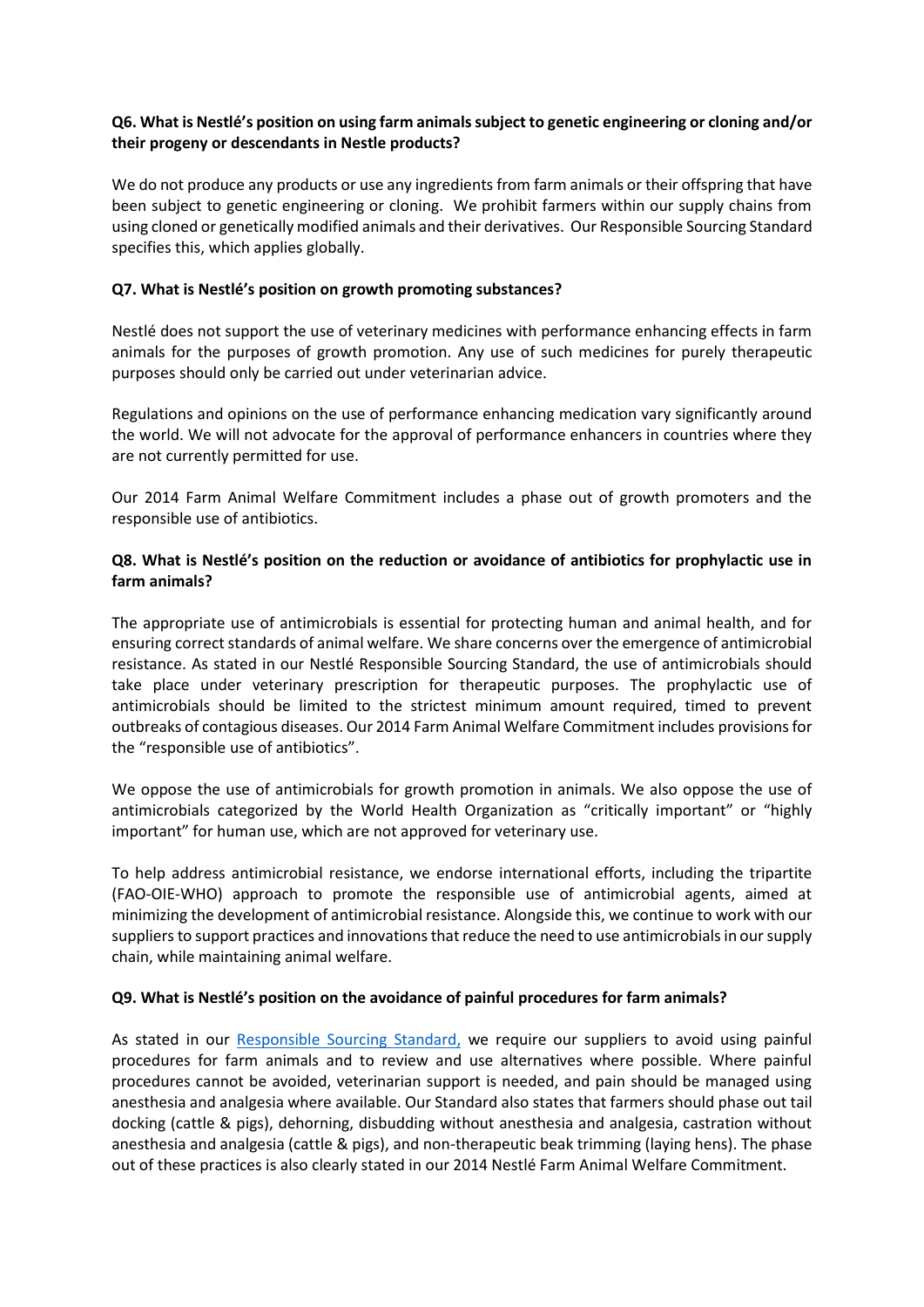**Q6. What is Nestlé's position on using farm animals subject to genetic engineering or cloning and/or their progeny or descendants in Nestle products?**

We do not produce any products or use any ingredients from farm animals or their offspring that have been subject to genetic engineering or cloning. We prohibit farmers within our supply chains from using cloned or genetically modified animals and their derivatives. Our Responsible Sourcing Standard specifies this, which applies globally.

**Q7. What is Nestlé's position on growth promoting substances?**

Nestlé does not support the use of veterinary medicines with performance enhancing effects in farm animals for the purposes of growth promotion. Any use of such medicines for purely therapeutic purposes should only be carried out under veterinarian advice.

Regulations and opinions on the use of performance enhancing medication vary significantly around the world. We will not advocate for the approval of performance enhancers in countries where they are not currently permitted for use.

Our 2014 Farm Animal Welfare Commitment includes a phase out of growth promoters and the responsible use of antibiotics.

**Q8. What is Nestlé's position on the reduction or avoidance of antibiotics for prophylactic use in farm animals?**

The appropriate use of antimicrobials is essential for protecting human and animal health, and for ensuring correct standards of animal welfare. We share concerns over the emergence of antimicrobial resistance. As stated in our Nestlé Responsible Sourcing Standard, the use of antimicrobials should take place under veterinary prescription for therapeutic purposes. The prophylactic use of antimicrobials should be limited to the strictest minimum amount required, timed to prevent outbreaks of contagious diseases. Our 2014 Farm Animal Welfare Commitment includes provisions for the "responsible use of antibiotics".

We oppose the use of antimicrobials for growth promotion in animals. We also oppose the use of antimicrobials categorized by the World Health Organization as "critically important" or "highly important" for human use, which are not approved for veterinary use.

To help address antimicrobial resistance, we endorse international efforts, including the tripartite (FAO-OIE-WHO) approach to promote the responsible use of antimicrobial agents, aimed at minimizing the development of antimicrobial resistance. Alongside this, we continue to work with our suppliers to support practices and innovations that reduce the need to use antimicrobials in our supply chain, while maintaining animal welfare.

**Q9. What is Nestlé's position on the avoidance of painful procedures for farm animals?**

As stated in our Responsible Sourcing Standard, we require our suppliers to avoid using painful procedures for farm animals and to review and use alternatives where possible. Where painful procedures cannot be avoided, veterinarian support is needed, and pain should be managed using anesthesia and analgesia where available. Our Standard also states that farmers should phase out tail docking (cattle & pigs), dehorning, disbudding without anesthesia and analgesia, castration without anesthesia and analgesia (cattle & pigs), and non-therapeutic beak trimming (laying hens). The phase out of these practices is also clearly stated in our 2014 Nestlé Farm Animal Welfare Commitment.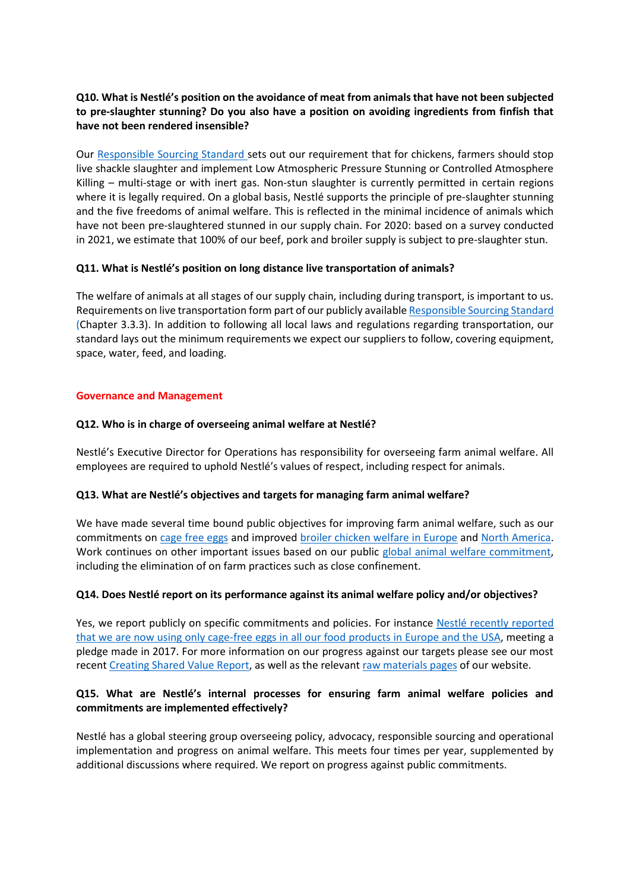**Q10. What is Nestlé's position on the avoidance of meat from animals that have not been subjected to pre-slaughter stunning? Do you also have a position on avoiding ingredients from finfish that have not been rendered insensible?**

Our Responsible Sourcing Standard sets out our requirement that for chickens, farmers should stop live shackle slaughter and implement Low Atmospheric Pressure Stunning or Controlled Atmosphere Killing – multi-stage or with inert gas. Non-stun slaughter is currently permitted in certain regions where it is legally required. On a global basis, Nestlé supports the principle of pre-slaughter stunning and the five freedoms of animal welfare. This is reflected in the minimal incidence of animals which have not been pre-slaughtered stunned in our supply chain. For 2020: based on a survey conducted in 2021, we estimate that 100% of our beef, pork and broiler supply is subject to pre-slaughter stun.

**Q11. What is Nestlé's position on long distance live transportation of animals?**

The welfare of animals at all stages of our supply chain, including during transport, is important to us. Requirements on live transportation form part of our publicly available Responsible Sourcing Standard (Chapter 3.3.3). In addition to following all local laws and regulations regarding transportation, our standard lays out the minimum requirements we expect our suppliers to follow, covering equipment, space, water, feed, and loading.

## Governance and Management

**Q12. Who is in charge of overseeing animal welfare at Nestlé?**

Nestlé's Executive Director for Operations has responsibility for overseeing farm animal welfare. All employees are required to uphold Nestlé's values of respect, including respect for animals.

**Q13. What are Nestlé's objectives and targets for managing farm animal welfare?**

We have made several time bound public objectives for improving farm animal welfare, such as our commitments on cage free eggs and improved broiler chicken welfare in Europe and North America. Work continues on other important issues based on our public global animal welfare commitment, including the elimination of on farm practices such as close confinement.

**Q14. Does Nestlé report on its performance against its animal welfare policy and/or objectives?**

Yes, we report publicly on specific commitments and policies. For instance Nestlé recently reported that we are now using only cage-free eggs in all our food products in Europe and the USA, meeting a pledge made in 2017. For more information on our progress against our targets please see our most recent Creating Shared Value Report, as well as the relevant raw materials pages of our website.

**Q15. What are Nestlé's internal processes for ensuring farm animal welfare policies and commitments are implemented effectively?**

Nestlé has a global steering group overseeing policy, advocacy, responsible sourcing and operational implementation and progress on animal welfare. This meets four times per year, supplemented by additional discussions where required. We report on progress against public commitments.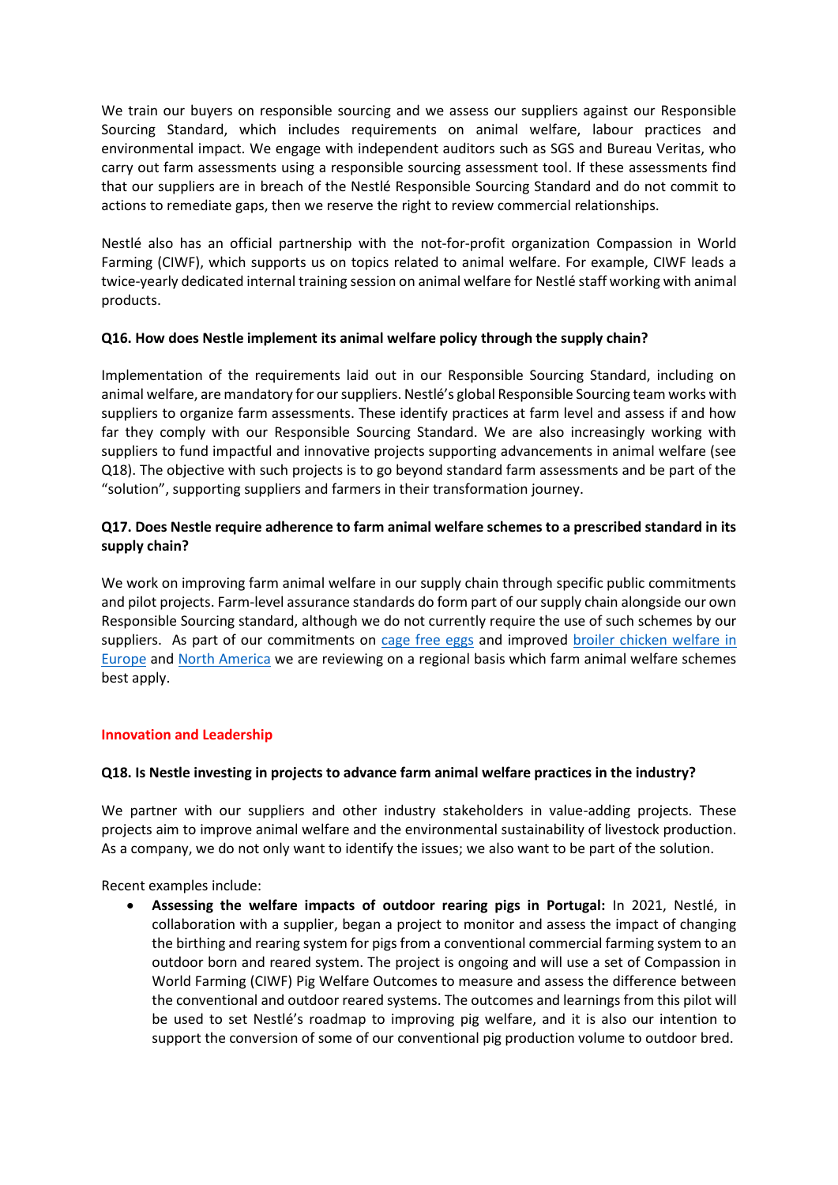We train our buyers on responsible sourcing and we assess our suppliers against our Responsible Sourcing Standard, which includes requirements on animal welfare, labour practices and environmental impact. We engage with independent auditors such as SGS and Bureau Veritas, who carry out farm assessments using a responsible sourcing assessment tool. If these assessments find that our suppliers are in breach of the Nestlé Responsible Sourcing Standard and do not commit to actions to remediate gaps, then we reserve the right to review commercial relationships.

Nestlé also has an official partnership with the not-for-profit organization Compassion in World Farming (CIWF), which supports us on topics related to animal welfare. For example, CIWF leads a twice-yearly dedicated internal training session on animal welfare for Nestlé staff working with animal products.

**Q16. How does Nestle implement its animal welfare policy through the supply chain?**

Implementation of the requirements laid out in our Responsible Sourcing Standard, including on animal welfare, are mandatory for our suppliers. Nestlé's global Responsible Sourcing team works with suppliers to organize farm assessments. These identify practices at farm level and assess if and how far they comply with our Responsible Sourcing Standard. We are also increasingly working with suppliers to fund impactful and innovative projects supporting advancements in animal welfare (see Q18). The objective with such projects is to go beyond standard farm assessments and be part of the "solution", supporting suppliers and farmers in their transformation journey.

**Q17. Does Nestle require adherence to farm animal welfare schemes to a prescribed standard in its supply chain?**

We work on improving farm animal welfare in our supply chain through specific public commitments and pilot projects. Farm-level assurance standards do form part of our supply chain alongside our own Responsible Sourcing standard, although we do not currently require the use of such schemes by our suppliers. As part of our commitments on cage free eggs and improved broiler chicken welfare in Europe and North America we are reviewing on a regional basis which farm animal welfare schemes best apply.

## Innovation and Leadership

**Q18. Is Nestle investing in projects to advance farm animal welfare practices in the industry?**

We partner with our suppliers and other industry stakeholders in value-adding projects. These projects aim to improve animal welfare and the environmental sustainability of livestock production. As a company, we do not only want to identify the issues; we also want to be part of the solution.

Recent examples include:

- **Assessing the welfare impacts of outdoor rearing pigs in Portugal:** In 2021, Nestlé, in collaboration with a supplier, began a project to monitor and assess the impact of changing the birthing and rearing system for pigs from a conventional commercial farming system to an outdoor born and reared system. The project is ongoing and will use a set of Compassion in World Farming (CIWF) Pig Welfare Outcomes to measure and assess the difference between the conventional and outdoor reared systems. The outcomes and learnings from this pilot will be used to set Nestlé's roadmap to improving pig welfare, and it is also our intention to support the conversion of some of our conventional pig production volume to outdoor bred.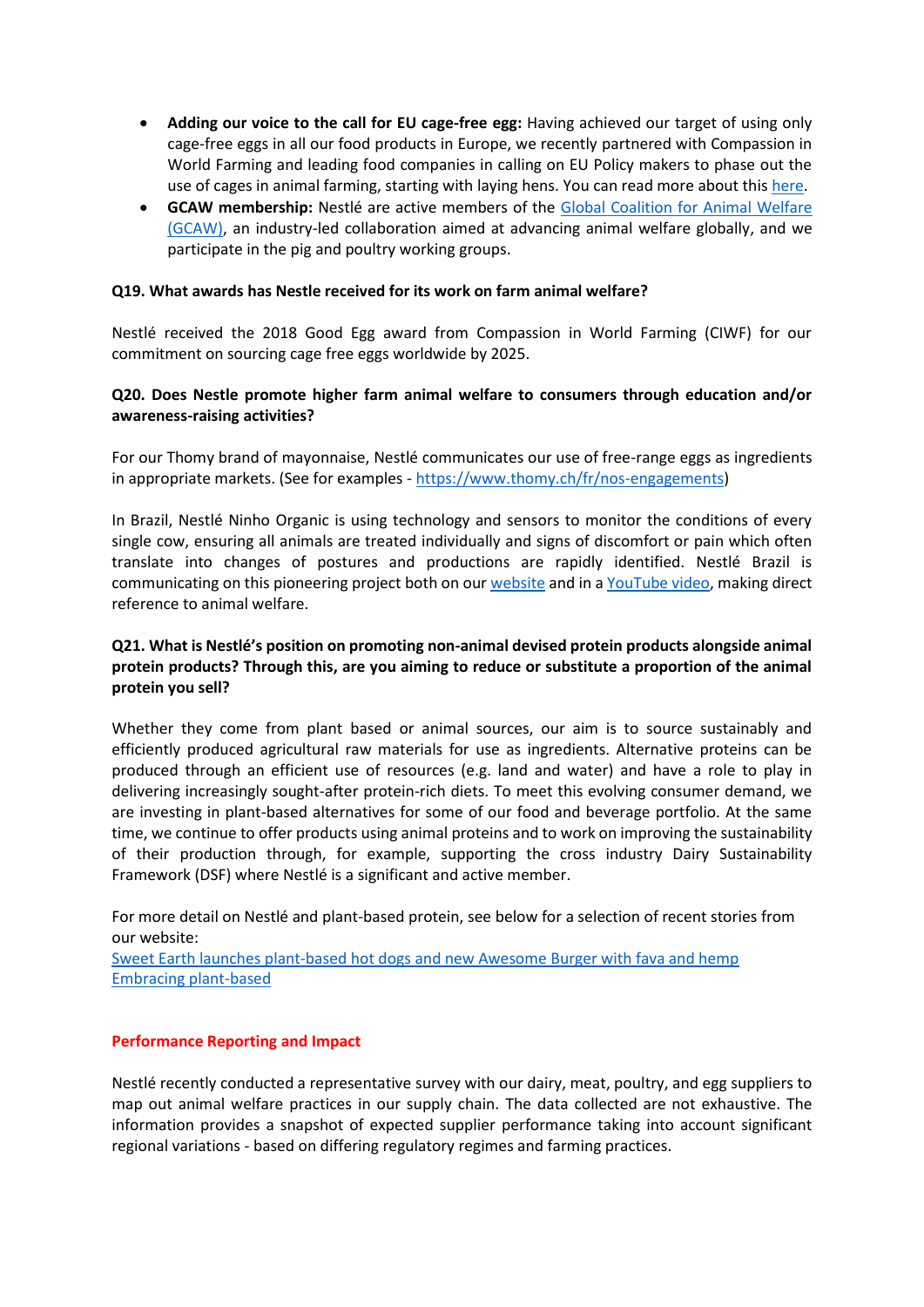- **Adding our voice to the call for EU cage-free egg:** Having achieved our target of using only cage-free eggs in all our food products in Europe, we recently partnered with Compassion in World Farming and leading food companies in calling on EU Policy makers to phase out the use of cages in animal farming, starting with laying hens. You can read more about this here.
- **GCAW membership:** Nestlé are active members of the Global Coalition for Animal Welfare (GCAW), an industry-led collaboration aimed at advancing animal welfare globally, and we participate in the pig and poultry working groups.

**Q19. What awards has Nestle received for its work on farm animal welfare?**

Nestlé received the 2018 Good Egg award from Compassion in World Farming (CIWF) for our commitment on sourcing cage free eggs worldwide by 2025.

**Q20. Does Nestle promote higher farm animal welfare to consumers through education and/or awareness-raising activities?**

For our Thomy brand of mayonnaise, Nestlé communicates our use of free-range eggs as ingredients in appropriate markets. (See for examples - https://www.thomy.ch/fr/nos-engagements)

In Brazil, Nestlé Ninho Organic is using technology and sensors to monitor the conditions of every single cow, ensuring all animals are treated individually and signs of discomfort or pain which often translate into changes of postures and productions are rapidly identified. Nestlé Brazil is communicating on this pioneering project both on our website and in a YouTube video, making direct reference to animal welfare.

**Q21. What is Nestlé's position on promoting non-animal devised protein products alongside animal protein products? Through this, are you aiming to reduce or substitute a proportion of the animal protein you sell?**

Whether they come from plant based or animal sources, our aim is to source sustainably and efficiently produced agricultural raw materials for use as ingredients. Alternative proteins can be produced through an efficient use of resources (e.g. land and water) and have a role to play in delivering increasingly sought-after protein-rich diets. To meet this evolving consumer demand, we are investing in plant-based alternatives for some of our food and beverage portfolio. At the same time, we continue to offer products using animal proteins and to work on improving the sustainability of their production through, for example, supporting the cross industry Dairy Sustainability Framework (DSF) where Nestlé is a significant and active member.

For more detail on Nestlé and plant-based protein, see below for a selection of recent stories from our website:
Sweet Earth launches plant-based hot dogs and new Awesome Burger with fava and hemp
Embracing plant-based

## Performance Reporting and Impact

Nestlé recently conducted a representative survey with our dairy, meat, poultry, and egg suppliers to map out animal welfare practices in our supply chain. The data collected are not exhaustive. The information provides a snapshot of expected supplier performance taking into account significant regional variations - based on differing regulatory regimes and farming practices.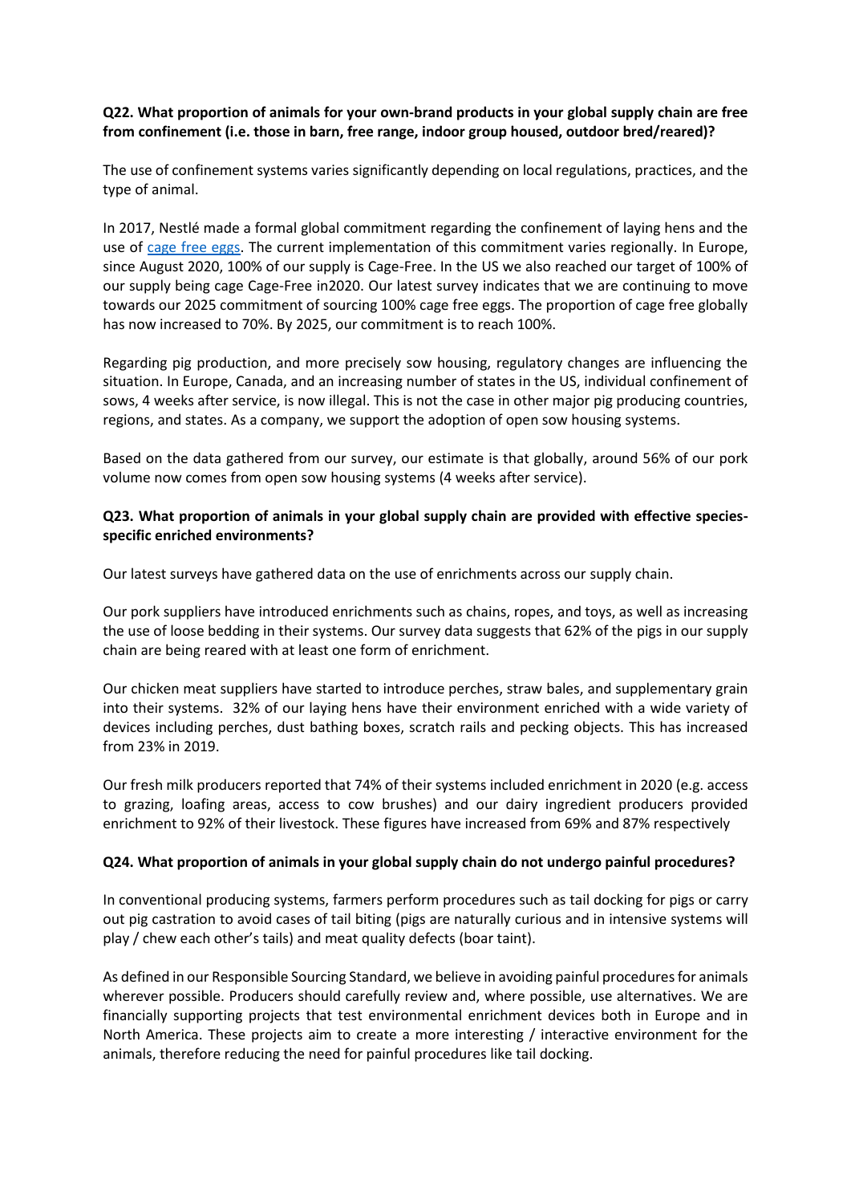**Q22. What proportion of animals for your own-brand products in your global supply chain are free from confinement (i.e. those in barn, free range, indoor group housed, outdoor bred/reared)?**

The use of confinement systems varies significantly depending on local regulations, practices, and the type of animal.

In 2017, Nestlé made a formal global commitment regarding the confinement of laying hens and the use of cage free eggs. The current implementation of this commitment varies regionally. In Europe, since August 2020, 100% of our supply is Cage-Free. In the US we also reached our target of 100% of our supply being cage Cage-Free in2020. Our latest survey indicates that we are continuing to move towards our 2025 commitment of sourcing 100% cage free eggs. The proportion of cage free globally has now increased to 70%. By 2025, our commitment is to reach 100%.

Regarding pig production, and more precisely sow housing, regulatory changes are influencing the situation. In Europe, Canada, and an increasing number of states in the US, individual confinement of sows, 4 weeks after service, is now illegal. This is not the case in other major pig producing countries, regions, and states. As a company, we support the adoption of open sow housing systems.

Based on the data gathered from our survey, our estimate is that globally, around 56% of our pork volume now comes from open sow housing systems (4 weeks after service).

**Q23. What proportion of animals in your global supply chain are provided with effective species-specific enriched environments?**

Our latest surveys have gathered data on the use of enrichments across our supply chain.

Our pork suppliers have introduced enrichments such as chains, ropes, and toys, as well as increasing the use of loose bedding in their systems. Our survey data suggests that 62% of the pigs in our supply chain are being reared with at least one form of enrichment.

Our chicken meat suppliers have started to introduce perches, straw bales, and supplementary grain into their systems. 32% of our laying hens have their environment enriched with a wide variety of devices including perches, dust bathing boxes, scratch rails and pecking objects. This has increased from 23% in 2019.

Our fresh milk producers reported that 74% of their systems included enrichment in 2020 (e.g. access to grazing, loafing areas, access to cow brushes) and our dairy ingredient producers provided enrichment to 92% of their livestock. These figures have increased from 69% and 87% respectively

**Q24. What proportion of animals in your global supply chain do not undergo painful procedures?**

In conventional producing systems, farmers perform procedures such as tail docking for pigs or carry out pig castration to avoid cases of tail biting (pigs are naturally curious and in intensive systems will play / chew each other's tails) and meat quality defects (boar taint).

As defined in our Responsible Sourcing Standard, we believe in avoiding painful procedures for animals wherever possible. Producers should carefully review and, where possible, use alternatives. We are financially supporting projects that test environmental enrichment devices both in Europe and in North America. These projects aim to create a more interesting / interactive environment for the animals, therefore reducing the need for painful procedures like tail docking.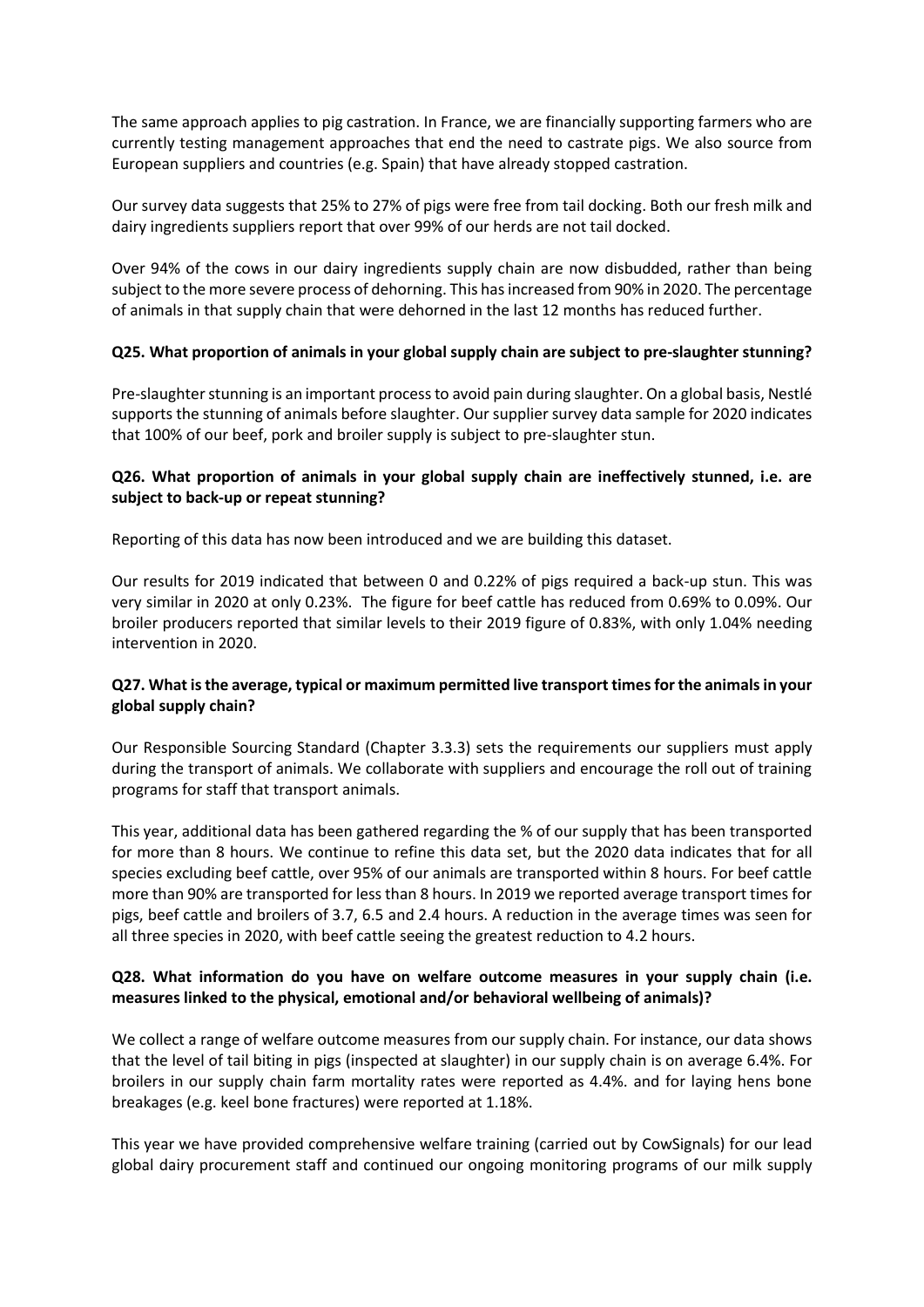The same approach applies to pig castration. In France, we are financially supporting farmers who are currently testing management approaches that end the need to castrate pigs. We also source from European suppliers and countries (e.g. Spain) that have already stopped castration.

Our survey data suggests that 25% to 27% of pigs were free from tail docking. Both our fresh milk and dairy ingredients suppliers report that over 99% of our herds are not tail docked.

Over 94% of the cows in our dairy ingredients supply chain are now disbudded, rather than being subject to the more severe process of dehorning. This has increased from 90% in 2020. The percentage of animals in that supply chain that were dehorned in the last 12 months has reduced further.

**Q25. What proportion of animals in your global supply chain are subject to pre-slaughter stunning?**

Pre-slaughter stunning is an important process to avoid pain during slaughter. On a global basis, Nestlé supports the stunning of animals before slaughter. Our supplier survey data sample for 2020 indicates that 100% of our beef, pork and broiler supply is subject to pre-slaughter stun.

**Q26. What proportion of animals in your global supply chain are ineffectively stunned, i.e. are subject to back-up or repeat stunning?**

Reporting of this data has now been introduced and we are building this dataset.

Our results for 2019 indicated that between 0 and 0.22% of pigs required a back-up stun. This was very similar in 2020 at only 0.23%. The figure for beef cattle has reduced from 0.69% to 0.09%. Our broiler producers reported that similar levels to their 2019 figure of 0.83%, with only 1.04% needing intervention in 2020.

**Q27. What is the average, typical or maximum permitted live transport times for the animals in your global supply chain?**

Our Responsible Sourcing Standard (Chapter 3.3.3) sets the requirements our suppliers must apply during the transport of animals. We collaborate with suppliers and encourage the roll out of training programs for staff that transport animals.

This year, additional data has been gathered regarding the % of our supply that has been transported for more than 8 hours. We continue to refine this data set, but the 2020 data indicates that for all species excluding beef cattle, over 95% of our animals are transported within 8 hours. For beef cattle more than 90% are transported for less than 8 hours. In 2019 we reported average transport times for pigs, beef cattle and broilers of 3.7, 6.5 and 2.4 hours. A reduction in the average times was seen for all three species in 2020, with beef cattle seeing the greatest reduction to 4.2 hours.

**Q28. What information do you have on welfare outcome measures in your supply chain (i.e. measures linked to the physical, emotional and/or behavioral wellbeing of animals)?**

We collect a range of welfare outcome measures from our supply chain. For instance, our data shows that the level of tail biting in pigs (inspected at slaughter) in our supply chain is on average 6.4%. For broilers in our supply chain farm mortality rates were reported as 4.4%. and for laying hens bone breakages (e.g. keel bone fractures) were reported at 1.18%.

This year we have provided comprehensive welfare training (carried out by CowSignals) for our lead global dairy procurement staff and continued our ongoing monitoring programs of our milk supply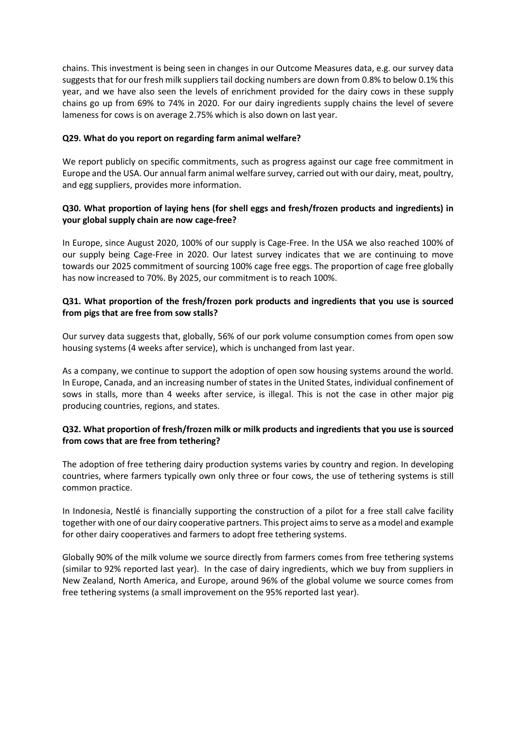chains. This investment is being seen in changes in our Outcome Measures data, e.g. our survey data suggests that for our fresh milk suppliers tail docking numbers are down from 0.8% to below 0.1% this year, and we have also seen the levels of enrichment provided for the dairy cows in these supply chains go up from 69% to 74% in 2020. For our dairy ingredients supply chains the level of severe lameness for cows is on average 2.75% which is also down on last year.

**Q29. What do you report on regarding farm animal welfare?**

We report publicly on specific commitments, such as progress against our cage free commitment in Europe and the USA. Our annual farm animal welfare survey, carried out with our dairy, meat, poultry, and egg suppliers, provides more information.

**Q30. What proportion of laying hens (for shell eggs and fresh/frozen products and ingredients) in your global supply chain are now cage-free?**

In Europe, since August 2020, 100% of our supply is Cage-Free. In the USA we also reached 100% of our supply being Cage-Free in 2020. Our latest survey indicates that we are continuing to move towards our 2025 commitment of sourcing 100% cage free eggs. The proportion of cage free globally has now increased to 70%. By 2025, our commitment is to reach 100%.

**Q31. What proportion of the fresh/frozen pork products and ingredients that you use is sourced from pigs that are free from sow stalls?**

Our survey data suggests that, globally, 56% of our pork volume consumption comes from open sow housing systems (4 weeks after service), which is unchanged from last year.

As a company, we continue to support the adoption of open sow housing systems around the world. In Europe, Canada, and an increasing number of states in the United States, individual confinement of sows in stalls, more than 4 weeks after service, is illegal. This is not the case in other major pig producing countries, regions, and states.

**Q32. What proportion of fresh/frozen milk or milk products and ingredients that you use is sourced from cows that are free from tethering?**

The adoption of free tethering dairy production systems varies by country and region. In developing countries, where farmers typically own only three or four cows, the use of tethering systems is still common practice.

In Indonesia, Nestlé is financially supporting the construction of a pilot for a free stall calve facility together with one of our dairy cooperative partners. This project aims to serve as a model and example for other dairy cooperatives and farmers to adopt free tethering systems.

Globally 90% of the milk volume we source directly from farmers comes from free tethering systems (similar to 92% reported last year). In the case of dairy ingredients, which we buy from suppliers in New Zealand, North America, and Europe, around 96% of the global volume we source comes from free tethering systems (a small improvement on the 95% reported last year).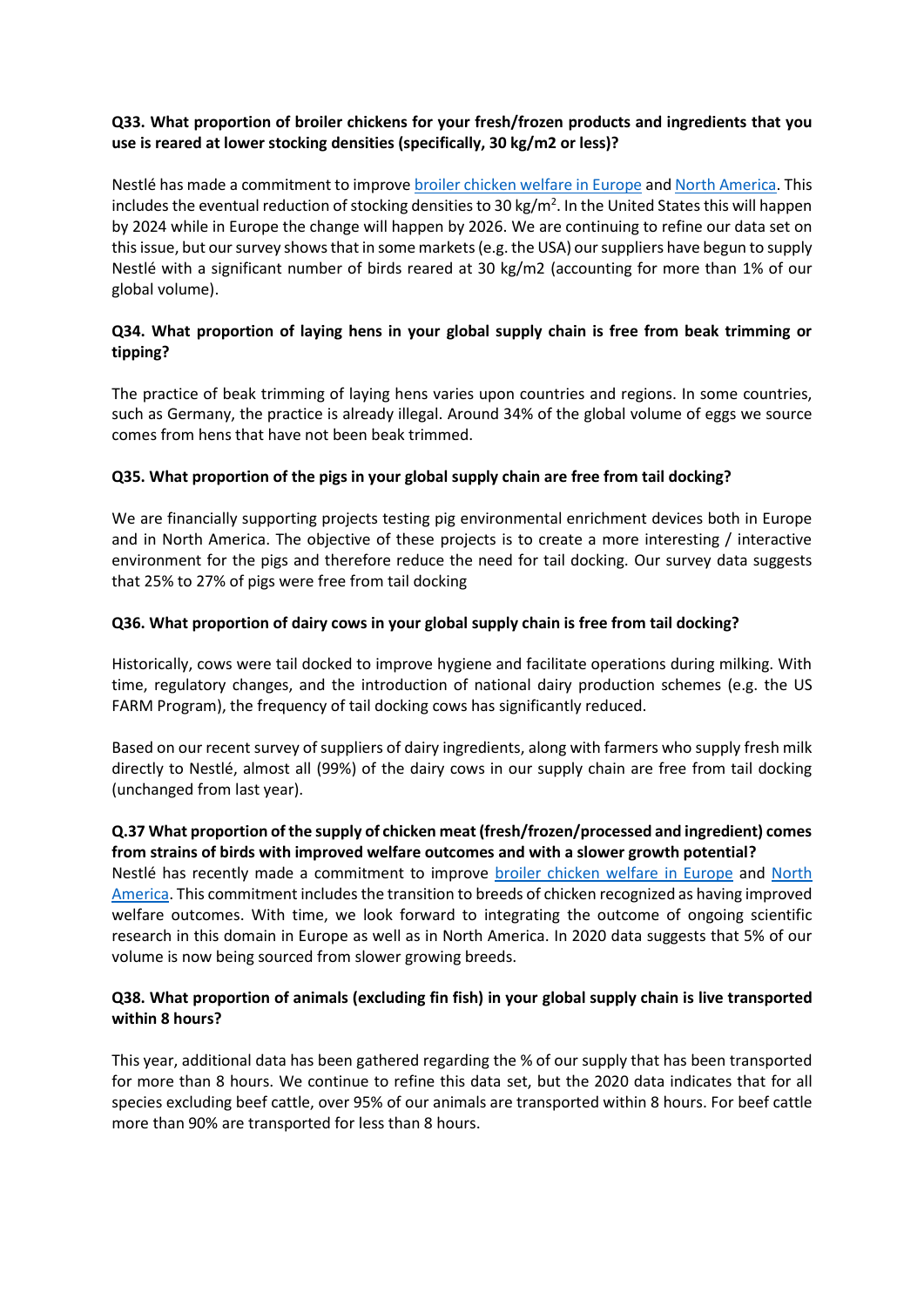**Q33. What proportion of broiler chickens for your fresh/frozen products and ingredients that you use is reared at lower stocking densities (specifically, 30 kg/m2 or less)?**

Nestlé has made a commitment to improve broiler chicken welfare in Europe and North America. This includes the eventual reduction of stocking densities to 30 kg/m$^2$. In the United States this will happen by 2024 while in Europe the change will happen by 2026. We are continuing to refine our data set on this issue, but our survey shows that in some markets (e.g. the USA) our suppliers have begun to supply Nestlé with a significant number of birds reared at 30 kg/m2 (accounting for more than 1% of our global volume).

**Q34. What proportion of laying hens in your global supply chain is free from beak trimming or tipping?**

The practice of beak trimming of laying hens varies upon countries and regions. In some countries, such as Germany, the practice is already illegal. Around 34% of the global volume of eggs we source comes from hens that have not been beak trimmed.

**Q35. What proportion of the pigs in your global supply chain are free from tail docking?**

We are financially supporting projects testing pig environmental enrichment devices both in Europe and in North America. The objective of these projects is to create a more interesting / interactive environment for the pigs and therefore reduce the need for tail docking. Our survey data suggests that 25% to 27% of pigs were free from tail docking

**Q36. What proportion of dairy cows in your global supply chain is free from tail docking?**

Historically, cows were tail docked to improve hygiene and facilitate operations during milking. With time, regulatory changes, and the introduction of national dairy production schemes (e.g. the US FARM Program), the frequency of tail docking cows has significantly reduced.

Based on our recent survey of suppliers of dairy ingredients, along with farmers who supply fresh milk directly to Nestlé, almost all (99%) of the dairy cows in our supply chain are free from tail docking (unchanged from last year).

**Q.37 What proportion of the supply of chicken meat (fresh/frozen/processed and ingredient) comes from strains of birds with improved welfare outcomes and with a slower growth potential?**

Nestlé has recently made a commitment to improve broiler chicken welfare in Europe and North America. This commitment includes the transition to breeds of chicken recognized as having improved welfare outcomes. With time, we look forward to integrating the outcome of ongoing scientific research in this domain in Europe as well as in North America. In 2020 data suggests that 5% of our volume is now being sourced from slower growing breeds.

**Q38. What proportion of animals (excluding fin fish) in your global supply chain is live transported within 8 hours?**

This year, additional data has been gathered regarding the % of our supply that has been transported for more than 8 hours. We continue to refine this data set, but the 2020 data indicates that for all species excluding beef cattle, over 95% of our animals are transported within 8 hours. For beef cattle more than 90% are transported for less than 8 hours.